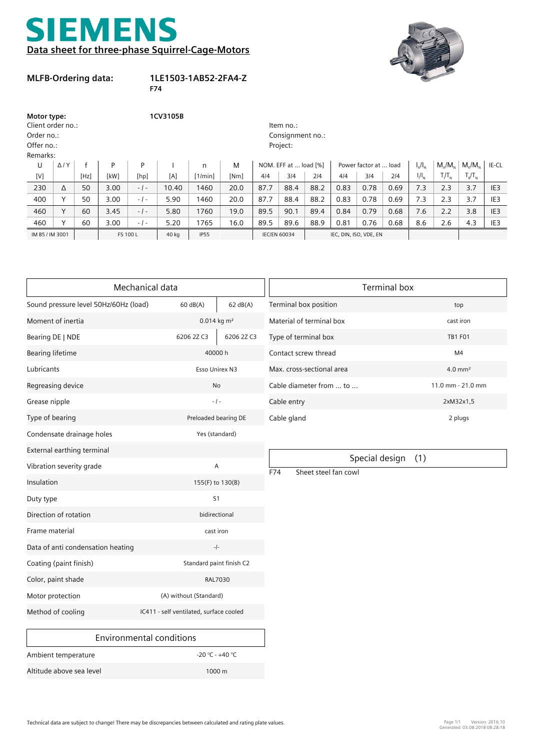# SIEMENS

## Data sheet for three-phase Squirrel-Cage-Motors

**MLFB-Ordering data:** **1LE1503-1AB52-2FA4-Z**
**F74**

**Motor type:** **1CV3105B**

Client order no.:
Order no.:
Offer no.:
Remarks:

Item no.:
Consignment no.:
Project:

| U | Δ / Y | f | P | P | I | n | M | NOM. EFF at ... load [%] | | | Power factor at ... load | | | $I_A/I_N$ | $M_A/M_N$ | $M_K/M_N$ | IE-CL |
|---|---|---|---|---|---|---|---|---|---|---|---|---|---|---|---|---|---|
| [V] | | [Hz] | [kW] | [hp] | [A] | [1/min] | [Nm] | 4/4 | 3/4 | 2/4 | 4/4 | 3/4 | 2/4 | $I_l/I_N$ | $T_l/T_N$ | $T_B/T_N$ | |
| 230 | Δ | 50 | 3.00 | - / - | 10.40 | 1460 | 20.0 | 87.7 | 88.4 | 88.2 | 0.83 | 0.78 | 0.69 | 7.3 | 2.3 | 3.7 | IE3 |
| 400 | Y | 50 | 3.00 | - / - | 5.90 | 1460 | 20.0 | 87.7 | 88.4 | 88.2 | 0.83 | 0.78 | 0.69 | 7.3 | 2.3 | 3.7 | IE3 |
| 460 | Y | 60 | 3.45 | - / - | 5.80 | 1760 | 19.0 | 89.5 | 90.1 | 89.4 | 0.84 | 0.79 | 0.68 | 7.6 | 2.2 | 3.8 | IE3 |
| 460 | Y | 60 | 3.00 | - / - | 5.20 | 1765 | 16.0 | 89.5 | 89.6 | 88.9 | 0.81 | 0.76 | 0.68 | 8.6 | 2.6 | 4.3 | IE3 |
| IM B5 / IM 3001 | | | FS 100 L | | 40 kg | IP55 | | IEC/EN 60034 | | | IEC, DIN, ISO, VDE, EN | | | | | | |

| Mechanical data | | |
|---|---|---|
| Sound pressure level 50Hz/60Hz (load) | 60 dB(A) | 62 dB(A) |
| Moment of inertia | 0.014 kg m² | |
| Bearing DE \| NDE | 6206 2Z C3 | 6206 2Z C3 |
| Bearing lifetime | 40000 h | |
| Lubricants | Esso Unirex N3 | |
| Regreasing device | No | |
| Grease nipple | - / - | |
| Type of bearing | Preloaded bearing DE | |
| Condensate drainage holes | Yes (standard) | |
| External earthing terminal | | |
| Vibration severity grade | A | |
| Insulation | 155(F) to 130(B) | |
| Duty type | S1 | |
| Direction of rotation | bidirectional | |
| Frame material | cast iron | |
| Data of anti condensation heating | -/- | |
| Coating (paint finish) | Standard paint finish C2 | |
| Color, paint shade | RAL7030 | |
| Motor protection | (A) without (Standard) | |
| Method of cooling | IC411 - self ventilated, surface cooled | |

| Environmental conditions | |
|---|---|
| Ambient temperature | -20 °C - +40 °C |
| Altitude above sea level | 1000 m |

| Terminal box | |
|---|---|
| Terminal box position | top |
| Material of terminal box | cast iron |
| Type of terminal box | TB1 F01 |
| Contact screw thread | M4 |
| Max. cross-sectional area | 4.0 mm² |
| Cable diameter from ... to ... | 11.0 mm - 21.0 mm |
| Cable entry | 2xM32x1,5 |
| Cable gland | 2 plugs |

| Special design (1) | |
|---|---|
| F74 | Sheet steel fan cowl |

Technical data are subject to change! There may be discrepancies between calculated and rating plate values.

Version: 2016.10
Generated: 03.08.2018 08:28:18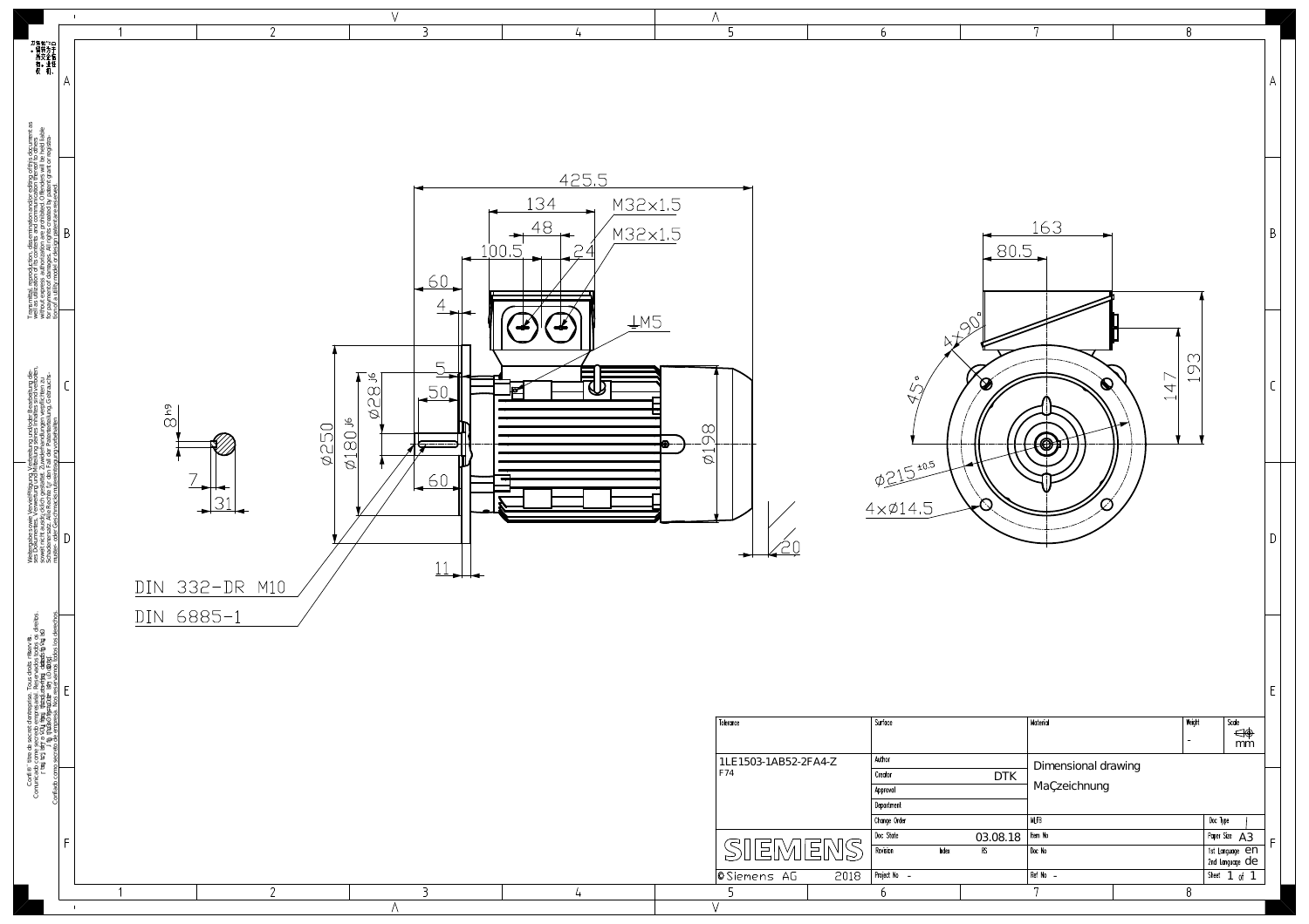425.5
134
48
100.5
24
M32x1.5
M32x1.5
60
4
M5
5
50
60
11
Ø250
Ø180 j6
Ø28 j6
8 h9
7
31
Ø198
20
DIN 332-DR M10
DIN 6885-1

163
80.5
4x90°
45°
147
193
Ø215 ±0.5
4xØ14.5

| Tolerance | Surface | Material | Weight | Scale |
|---|---|---|---|---|
| 1LE1503-1AB52-2FA4-Z F74 | Author | Dimensional drawing | - | mm |
| | Creator DTK | Maßzeichnung | | |
| | Approval | | | |
| | Department | | | |
| | Change Order | MLFB | Doc Type | |
| SIEMENS | Doc State 03.08.18 | Item No | Paper Size A3 | |
| | Revision Index RS | Doc No | 1st Language en 2nd Language de | |
| © Siemens AG 2018 | Project No - | Ref No - | Sheet 1 of 1 | |

Transmittal, reproduction, dissemination and/or editing of this document as well as utilization of its contents and communication thereof to others without express authorization are prohibited. Offenders will be held liable for payment of damages. All rights created by patent grant or registration of a utility model or design patent are reserved.

Weitergabe sowie Vervielfältigung, Verbreitung und/oder Bearbeitung dieses Dokumentes, Verwertung und Mitteilung seines Inhaltes sind verboten, soweit nicht ausdrücklich gestattet. Zuwiderhandlungen verpflichten zu Schadenersatz. Alle Rechte für den Fall der Patenterteilung, Gebrauchsmuster- oder Geschmacksmustereintragung vorbehalten.

Confidentiel. Tous droits réservés. Comunicado como secreto empresarial. Reservados todos os direitos. Confiado como secreto de empresa. Nos reservamos todos los derechos.